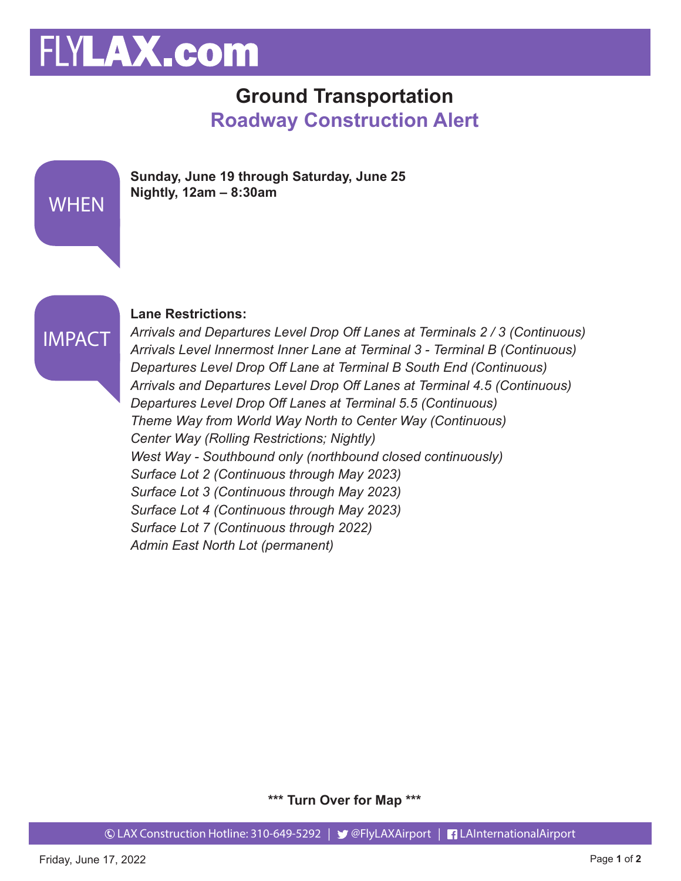# FLYLAX.com

## Ground Transportation
## Roadway Construction Alert

**WHEN**

**Sunday, June 19 through Saturday, June 25**
**Nightly, 12am – 8:30am**

**IMPACT**

**Lane Restrictions:**

*Arrivals and Departures Level Drop Off Lanes at Terminals 2 / 3 (Continuous)*
*Arrivals Level Innermost Inner Lane at Terminal 3 - Terminal B (Continuous)*
*Departures Level Drop Off Lane at Terminal B South End (Continuous)*
*Arrivals and Departures Level Drop Off Lanes at Terminal 4.5 (Continuous)*
*Departures Level Drop Off Lanes at Terminal 5.5 (Continuous)*
*Theme Way from World Way North to Center Way (Continuous)*
*Center Way (Rolling Restrictions; Nightly)*
*West Way - Southbound only (northbound closed continuously)*
*Surface Lot 2 (Continuous through May 2023)*
*Surface Lot 3 (Continuous through May 2023)*
*Surface Lot 4 (Continuous through May 2023)*
*Surface Lot 7 (Continuous through 2022)*
*Admin East North Lot (permanent)*

**\*\*\* Turn Over for Map \*\*\***

LAX Construction Hotline: 310-649-5292 | @FlyLAXAirport | LAInternationalAirport

Friday, June 17, 2022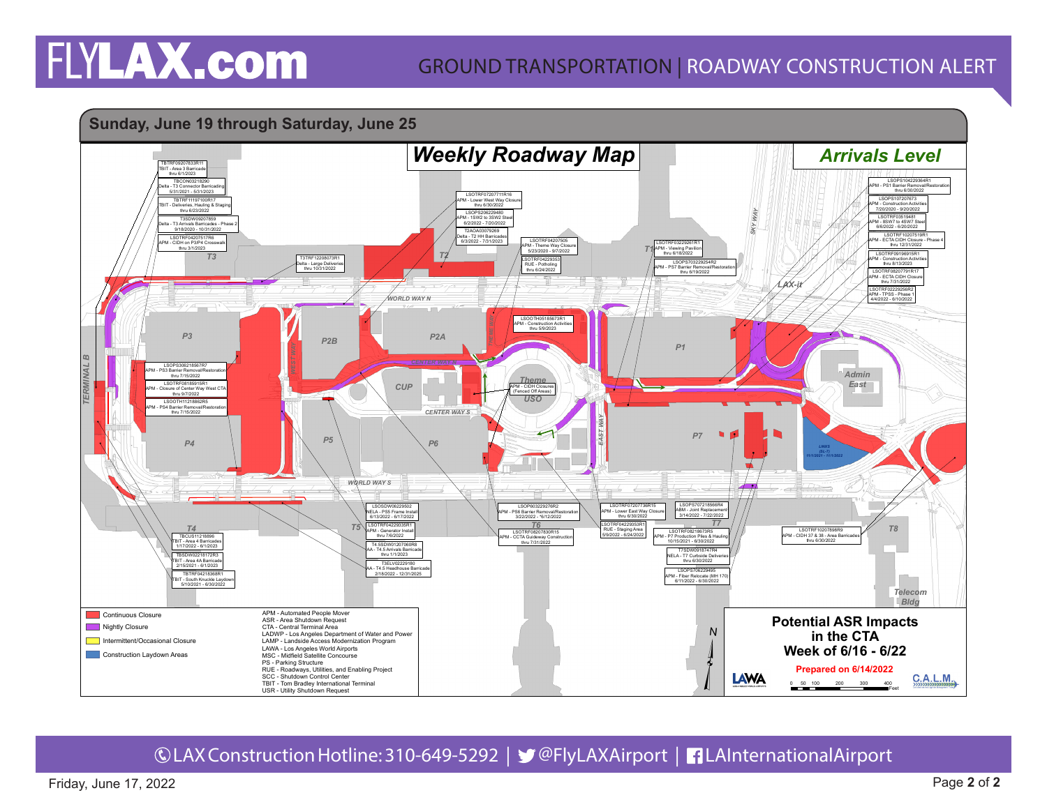# FLYLAX.com

GROUND TRANSPORTATION | ROADWAY CONSTRUCTION ALERT

## Sunday, June 19 through Saturday, June 25

## Weekly Roadway Map

## Arrivals Level

TBTRF09207833R11
TBIT - Area 3 Barricade
thru 6/1/2023

TBCON03218290
Delta - T3 Connector Barricading
5/31/2021 - 5/31/2023

TBTRF11197100R17
TBIT - Deliveries, Hauling & Staging
thru 6/23/2022

T3SDW09207859
Delta - T3 Arrivals Barricades - Phase 2
9/18/2020 - 10/31/2022

LSOTRF04207517R6
APM - CIDH on P3/P4 Crosswalk
thru 3/1/2023

T3TRF12208073R1
Delta - Large Deliveries
thru 10/31/2022

LSOTRF07207711R16
APM - Lower West Way Closure
thru 6/30/2022

LSOPS206229480
APM - 1SW2 to 3SW2 Steel
6/2/2022 - 7/20/2022

T2AOA03079269
Delta - T2 HH Barricades
6/3/2022 - 7/31/2023

LSOTRF04207505
APM - Theme Way Closure
5/23/2020 - 9/7/2022

LSOTRF04229353
RUE - Potholing
thru 6/24/2022

LSOTRF03229261R1
APM - Viewing Pavilion
thru 8/18/2022

LSOPS703229254R2
APM - PS7 Barrier Removal/Restoration
thru 6/19/2022

LSOPS104229364R1
APM - PS1 Barrier Removal/Restoration
thru 6/30/2022

LSOPS107207673
APM - Construction Activities
7/20/2020 - 9/20/2022

LSOTRF03519481
APM - 8SW7 to 4SW7 Steel
6/6/2022 - 8/20/2022

LSOTRF10207519R1
APM - ECTA CIDH Closure - Phase 4
thru 12/31/2022

LSOTRF09196915R1
APM - Construction Activities
thru 8/13/2023

LSOTRF08207791R17
APM - ECTA CIDH Closure
thru 7/31/2022

LSOTRF02229256R2
APM - TPSS - Phase 1
4/4/2022 - 8/10/2022

LSOOTH05185673R1
APM - Construction Activities
thru 5/9/2023

LSOPS308218567R7
APM - PS3 Barrier Removal/Restoration
thru 7/15/2022

LSOTRF08185915R1
APM - Closure of Center Way West CTA
thru 9/7/2022

LSOOTH11218862R5
APM - PS4 Barrier Removal/Restoration
thru 7/15/2022

APM - CIDH Closures
(Fenced Off Areas)

LSOSDW06229502
NELA - PS5 Frame Install
6/13/2022 - 6/17/2022

LSOTRF04229335R1
APM - Generator Install
thru 7/6/2022

T4.5SDW01207080R8
AA - T4.5 Arrivals Barricade
thru 1/1/2023

T3ELV02229180
AA - T4.5 Headhouse Barricade
2/18/2022 - 12/31/2025

TBCUS11218896
TBIT - Area 4 Barricades
1/17/2022 - 6/1/2023

TBSDW02218172R3
TBIT - Area 4A Barricade
2/15/2021 - 6/1/2023

TBTRF04218368R1
TBIT - South Knuckle Laydown
5/10/2021 - 6/30/2022

LSOP603229276R2
APM - PS6 Barrier Removal/Restoration
3/22/2022 - 16/12/2022

LSOTRF08207830R15
APM - CCTA Guideway Construction
thru 7/31/2022

LSOTRF07207736R15
APM - Lower East Way Closure
thru 6/30/2022

LSOTRF04229353R1
RUE - Staging Area
5/9/2022 - 6/24/2022

LSOPS707218566R4
ABM - Joint Replacement
3/14/2022 - 7/22/2022

LSOTRF08218673R5
APM - P7 Production Piles & Hauling
10/15/2021 - 6/30/2022

T7SDW0918747R4
NELA - T7 Curbside Deliveries
thru 6/30/2022

LSOPS706229495
APM - Fiber Relocate (MH 170)
6/11/2022 - 6/30/2022

LSOTRF10207898R9
APM - CIDH 37 & 38 - Area Barricades
thru 6/30/2022

LINKS
(SL-7)
11/1/2021 - 11/1/2022

T1 T2 T3 T4 T5 T6 T7 T8 P1 P2A P2B P3 P4 P5 P6 P7 CUP Theme USO Admin East Telecom Bldg LAX-it SKY WAY WORLD WAY N WORLD WAY S CENTER WAY S TERMINAL B EAST WAY

Continuous Closure
Nightly Closure
Intermittent/Occasional Closure
Construction Laydown Areas

APM - Automated People Mover
ASR - Area Shutdown Request
CTA - Central Terminal Area
LADWP - Los Angeles Department of Water and Power
LAMP - Landside Access Modernization Program
LAWA - Los Angeles World Airports
MSC - Midfield Satellite Concourse
PS - Parking Structure
RUE - Roadways, Utilities, and Enabling Project
SCC - Shutdown Control Center
TBIT - Tom Bradley International Terminal
USR - Utility Shutdown Request

**Potential ASR Impacts in the CTA Week of 6/16 - 6/22**

Prepared on 6/14/2022

0 50 100 200 300 400 Feet

LAX Construction Hotline: 310-649-5292 | @FlyLAXAirport | LAInternationalAirport

Friday, June 17, 2022